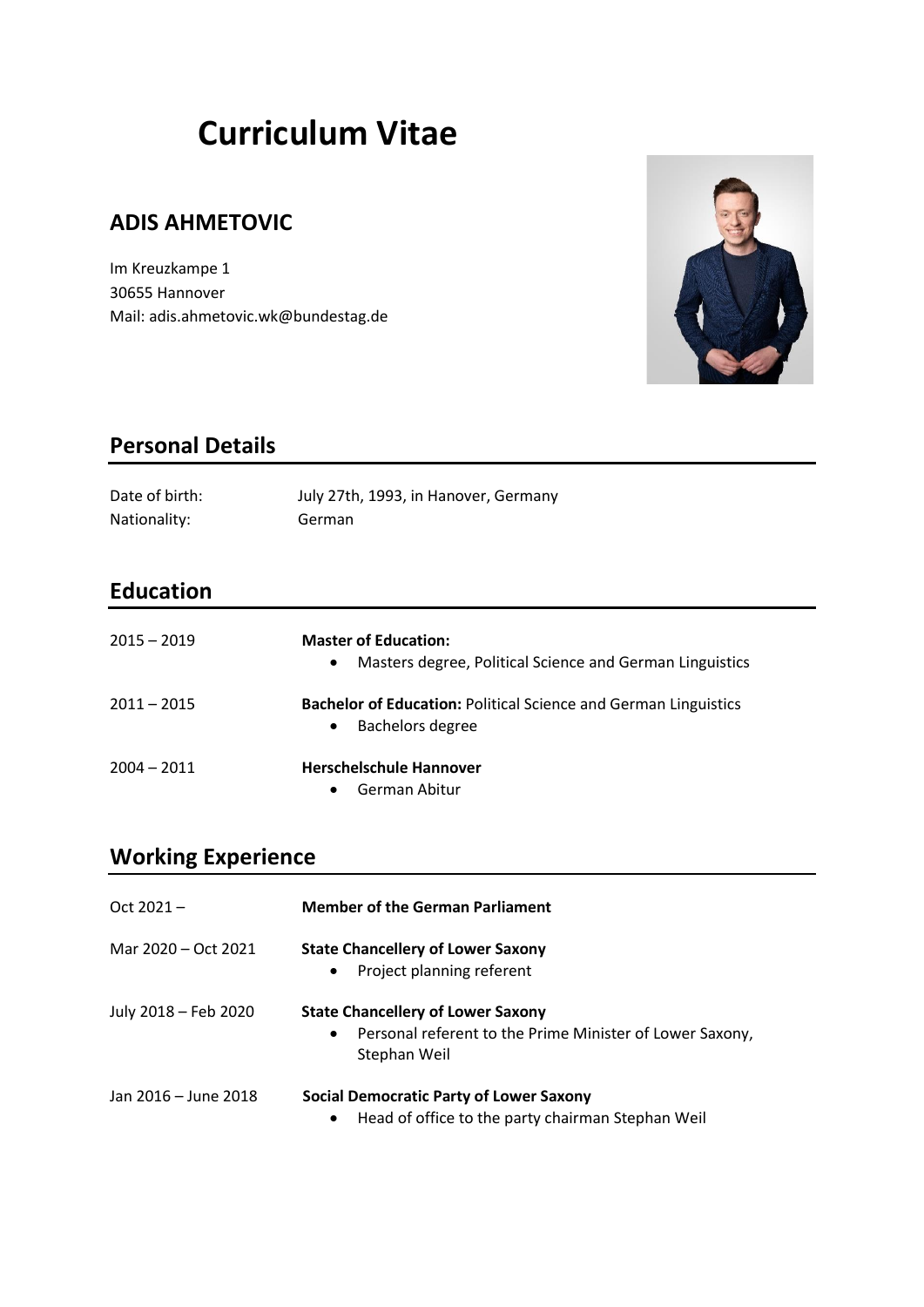# Curriculum Vitae

## ADIS AHMETOVIC

Im Kreuzkampe 1
30655 Hannover
Mail: adis.ahmetovic.wk@bundestag.de

## Personal Details

| | |
|---|---|
| Date of birth: | July 27th, 1993, in Hanover, Germany |
| Nationality: | German |

## Education

2015 – 2019

**Master of Education:**
- Masters degree, Political Science and German Linguistics

2011 – 2015

**Bachelor of Education:** Political Science and German Linguistics
- Bachelors degree

2004 – 2011

**Herschelschule Hannover**
- German Abitur

## Working Experience

Oct 2021 –

**Member of the German Parliament**

Mar 2020 – Oct 2021

**State Chancellery of Lower Saxony**
- Project planning referent

July 2018 – Feb 2020

**State Chancellery of Lower Saxony**
- Personal referent to the Prime Minister of Lower Saxony, Stephan Weil

Jan 2016 – June 2018

**Social Democratic Party of Lower Saxony**
- Head of office to the party chairman Stephan Weil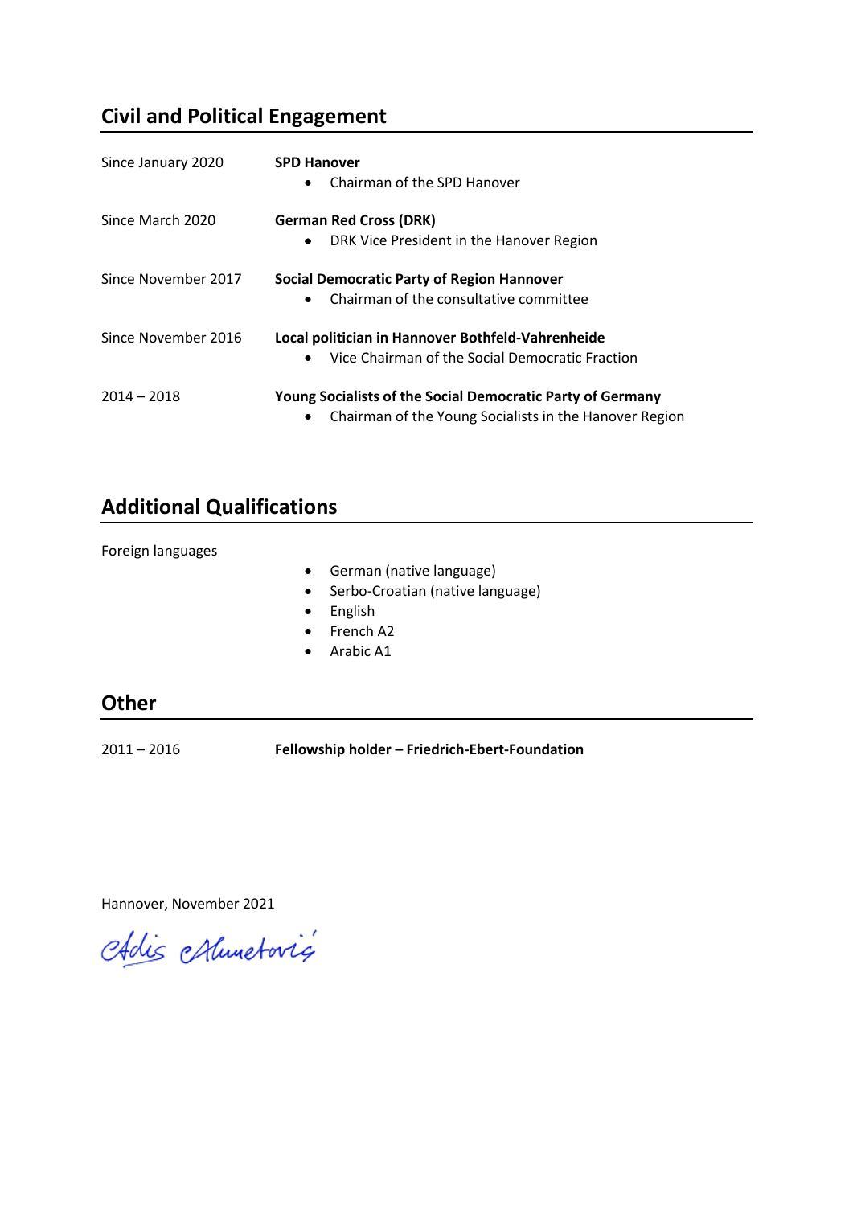## Civil and Political Engagement

| | |
|---|---|
| Since January 2020 | **SPD Hanover**<br>• Chairman of the SPD Hanover |
| Since March 2020 | **German Red Cross (DRK)**<br>• DRK Vice President in the Hanover Region |
| Since November 2017 | **Social Democratic Party of Region Hannover**<br>• Chairman of the consultative committee |
| Since November 2016 | **Local politician in Hannover Bothfeld-Vahrenheide**<br>• Vice Chairman of the Social Democratic Fraction |
| 2014 – 2018 | **Young Socialists of the Social Democratic Party of Germany**<br>• Chairman of the Young Socialists in the Hanover Region |

## Additional Qualifications

Foreign languages

- German (native language)
- Serbo-Croatian (native language)
- English
- French A2
- Arabic A1

## Other

| | |
|---|---|
| 2011 – 2016 | **Fellowship holder – Friedrich-Ebert-Foundation** |

Hannover, November 2021

Adis Ahmetović